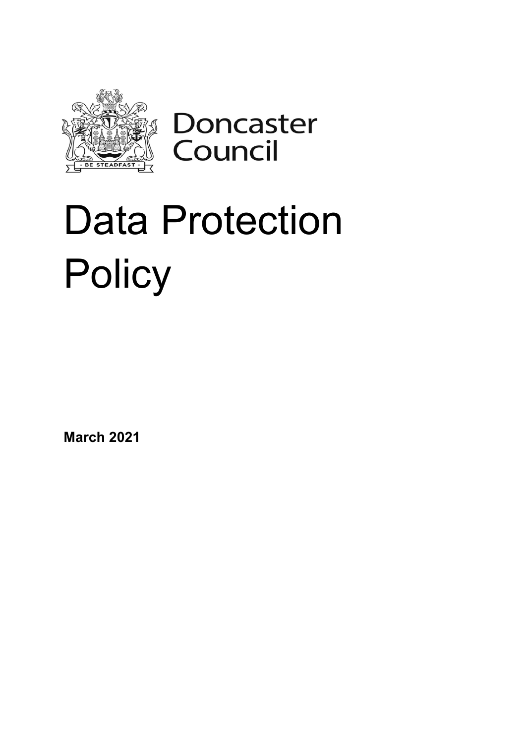Doncaster Council

# Data Protection Policy

**March 2021**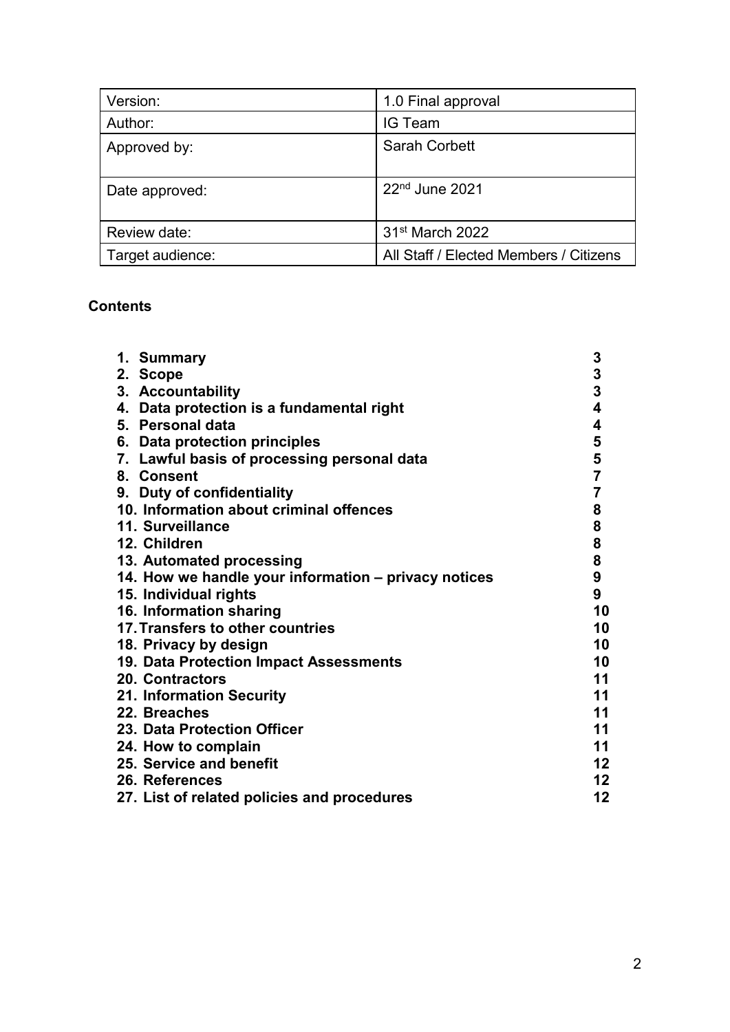| Version: | 1.0 Final approval |
|---|---|
| Author: | IG Team |
| Approved by: | Sarah Corbett |
| Date approved: | 22nd June 2021 |
| Review date: | 31st March 2022 |
| Target audience: | All Staff / Elected Members / Citizens |

**Contents**

| | |
|---|---|
| **1. Summary** | **3** |
| **2. Scope** | **3** |
| **3. Accountability** | **3** |
| **4. Data protection is a fundamental right** | **4** |
| **5. Personal data** | **4** |
| **6. Data protection principles** | **5** |
| **7. Lawful basis of processing personal data** | **5** |
| **8. Consent** | **7** |
| **9. Duty of confidentiality** | **7** |
| **10. Information about criminal offences** | **8** |
| **11. Surveillance** | **8** |
| **12. Children** | **8** |
| **13. Automated processing** | **8** |
| **14. How we handle your information – privacy notices** | **9** |
| **15. Individual rights** | **9** |
| **16. Information sharing** | **10** |
| **17. Transfers to other countries** | **10** |
| **18. Privacy by design** | **10** |
| **19. Data Protection Impact Assessments** | **10** |
| **20. Contractors** | **11** |
| **21. Information Security** | **11** |
| **22. Breaches** | **11** |
| **23. Data Protection Officer** | **11** |
| **24. How to complain** | **11** |
| **25. Service and benefit** | **12** |
| **26. References** | **12** |
| **27. List of related policies and procedures** | **12** |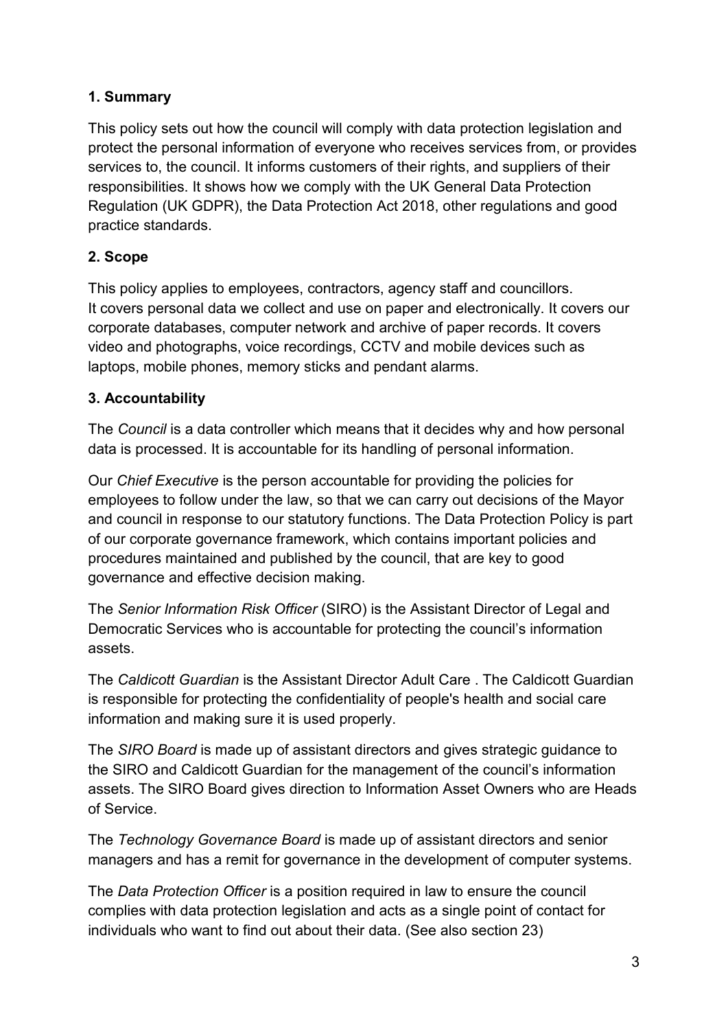## 1. Summary

This policy sets out how the council will comply with data protection legislation and protect the personal information of everyone who receives services from, or provides services to, the council. It informs customers of their rights, and suppliers of their responsibilities. It shows how we comply with the UK General Data Protection Regulation (UK GDPR), the Data Protection Act 2018, other regulations and good practice standards.

## 2. Scope

This policy applies to employees, contractors, agency staff and councillors. It covers personal data we collect and use on paper and electronically. It covers our corporate databases, computer network and archive of paper records. It covers video and photographs, voice recordings, CCTV and mobile devices such as laptops, mobile phones, memory sticks and pendant alarms.

## 3. Accountability

The *Council* is a data controller which means that it decides why and how personal data is processed. It is accountable for its handling of personal information.

Our *Chief Executive* is the person accountable for providing the policies for employees to follow under the law, so that we can carry out decisions of the Mayor and council in response to our statutory functions. The Data Protection Policy is part of our corporate governance framework, which contains important policies and procedures maintained and published by the council, that are key to good governance and effective decision making.

The *Senior Information Risk Officer* (SIRO) is the Assistant Director of Legal and Democratic Services who is accountable for protecting the council's information assets.

The *Caldicott Guardian* is the Assistant Director Adult Care . The Caldicott Guardian is responsible for protecting the confidentiality of people's health and social care information and making sure it is used properly.

The *SIRO Board* is made up of assistant directors and gives strategic guidance to the SIRO and Caldicott Guardian for the management of the council's information assets. The SIRO Board gives direction to Information Asset Owners who are Heads of Service.

The *Technology Governance Board* is made up of assistant directors and senior managers and has a remit for governance in the development of computer systems.

The *Data Protection Officer* is a position required in law to ensure the council complies with data protection legislation and acts as a single point of contact for individuals who want to find out about their data. (See also section 23)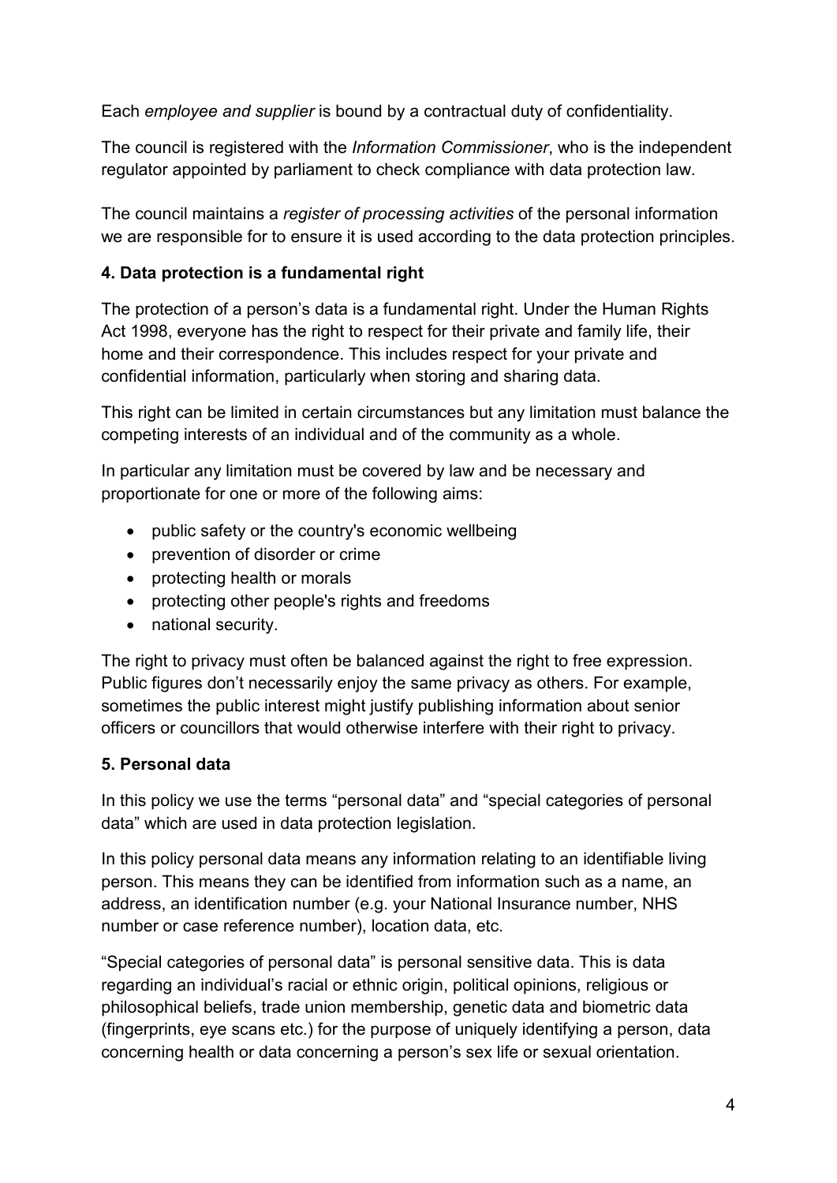Each *employee and supplier* is bound by a contractual duty of confidentiality.

The council is registered with the *Information Commissioner*, who is the independent regulator appointed by parliament to check compliance with data protection law.

The council maintains a *register of processing activities* of the personal information we are responsible for to ensure it is used according to the data protection principles.

### 4. Data protection is a fundamental right

The protection of a person's data is a fundamental right. Under the Human Rights Act 1998, everyone has the right to respect for their private and family life, their home and their correspondence. This includes respect for your private and confidential information, particularly when storing and sharing data.

This right can be limited in certain circumstances but any limitation must balance the competing interests of an individual and of the community as a whole.

In particular any limitation must be covered by law and be necessary and proportionate for one or more of the following aims:

- public safety or the country's economic wellbeing
- prevention of disorder or crime
- protecting health or morals
- protecting other people's rights and freedoms
- national security.

The right to privacy must often be balanced against the right to free expression. Public figures don't necessarily enjoy the same privacy as others. For example, sometimes the public interest might justify publishing information about senior officers or councillors that would otherwise interfere with their right to privacy.

### 5. Personal data

In this policy we use the terms "personal data" and "special categories of personal data" which are used in data protection legislation.

In this policy personal data means any information relating to an identifiable living person. This means they can be identified from information such as a name, an address, an identification number (e.g. your National Insurance number, NHS number or case reference number), location data, etc.

"Special categories of personal data" is personal sensitive data. This is data regarding an individual's racial or ethnic origin, political opinions, religious or philosophical beliefs, trade union membership, genetic data and biometric data (fingerprints, eye scans etc.) for the purpose of uniquely identifying a person, data concerning health or data concerning a person's sex life or sexual orientation.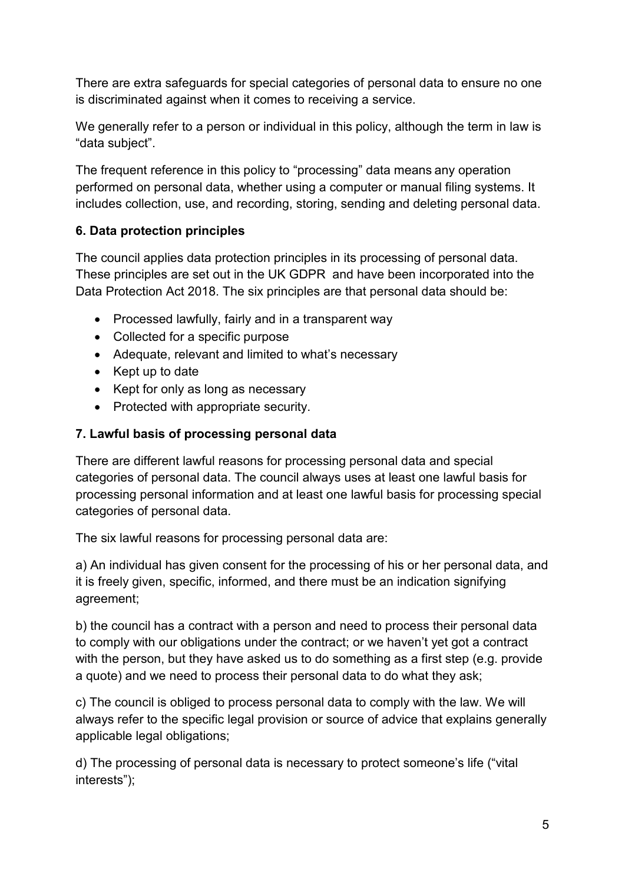There are extra safeguards for special categories of personal data to ensure no one is discriminated against when it comes to receiving a service.

We generally refer to a person or individual in this policy, although the term in law is "data subject".

The frequent reference in this policy to "processing" data means any operation performed on personal data, whether using a computer or manual filing systems. It includes collection, use, and recording, storing, sending and deleting personal data.

### 6. Data protection principles

The council applies data protection principles in its processing of personal data. These principles are set out in the UK GDPR and have been incorporated into the Data Protection Act 2018. The six principles are that personal data should be:

- Processed lawfully, fairly and in a transparent way
- Collected for a specific purpose
- Adequate, relevant and limited to what's necessary
- Kept up to date
- Kept for only as long as necessary
- Protected with appropriate security.

### 7. Lawful basis of processing personal data

There are different lawful reasons for processing personal data and special categories of personal data. The council always uses at least one lawful basis for processing personal information and at least one lawful basis for processing special categories of personal data.

The six lawful reasons for processing personal data are:

a) An individual has given consent for the processing of his or her personal data, and it is freely given, specific, informed, and there must be an indication signifying agreement;

b) the council has a contract with a person and need to process their personal data to comply with our obligations under the contract; or we haven't yet got a contract with the person, but they have asked us to do something as a first step (e.g. provide a quote) and we need to process their personal data to do what they ask;

c) The council is obliged to process personal data to comply with the law. We will always refer to the specific legal provision or source of advice that explains generally applicable legal obligations;

d) The processing of personal data is necessary to protect someone's life ("vital interests");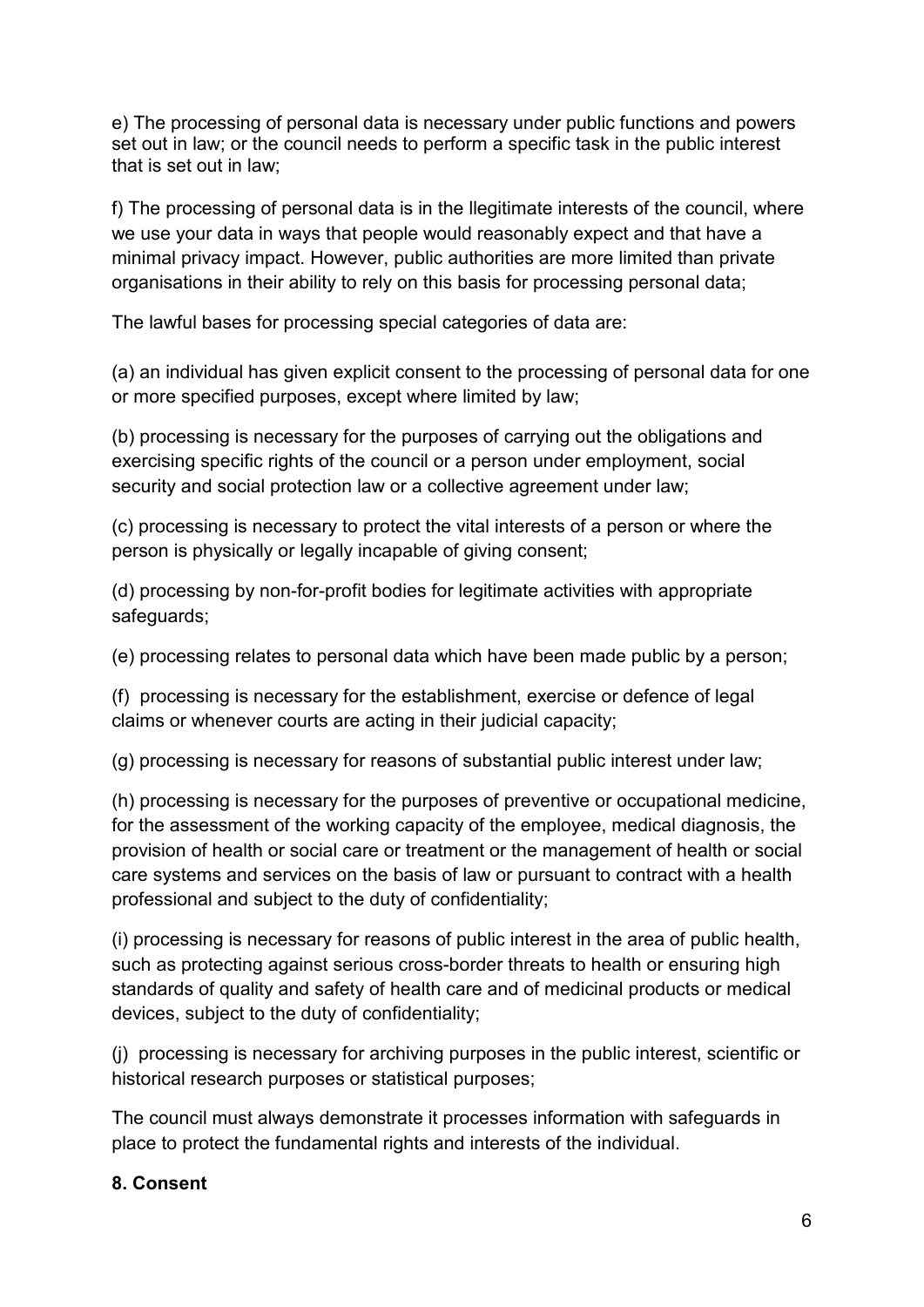e) The processing of personal data is necessary under public functions and powers set out in law; or the council needs to perform a specific task in the public interest that is set out in law;

f) The processing of personal data is in the llegitimate interests of the council, where we use your data in ways that people would reasonably expect and that have a minimal privacy impact. However, public authorities are more limited than private organisations in their ability to rely on this basis for processing personal data;

The lawful bases for processing special categories of data are:

(a) an individual has given explicit consent to the processing of personal data for one or more specified purposes, except where limited by law;

(b) processing is necessary for the purposes of carrying out the obligations and exercising specific rights of the council or a person under employment, social security and social protection law or a collective agreement under law;

(c) processing is necessary to protect the vital interests of a person or where the person is physically or legally incapable of giving consent;

(d) processing by non-for-profit bodies for legitimate activities with appropriate safeguards;

(e) processing relates to personal data which have been made public by a person;

(f) processing is necessary for the establishment, exercise or defence of legal claims or whenever courts are acting in their judicial capacity;

(g) processing is necessary for reasons of substantial public interest under law;

(h) processing is necessary for the purposes of preventive or occupational medicine, for the assessment of the working capacity of the employee, medical diagnosis, the provision of health or social care or treatment or the management of health or social care systems and services on the basis of law or pursuant to contract with a health professional and subject to the duty of confidentiality;

(i) processing is necessary for reasons of public interest in the area of public health, such as protecting against serious cross-border threats to health or ensuring high standards of quality and safety of health care and of medicinal products or medical devices, subject to the duty of confidentiality;

(j) processing is necessary for archiving purposes in the public interest, scientific or historical research purposes or statistical purposes;

The council must always demonstrate it processes information with safeguards in place to protect the fundamental rights and interests of the individual.

**8. Consent**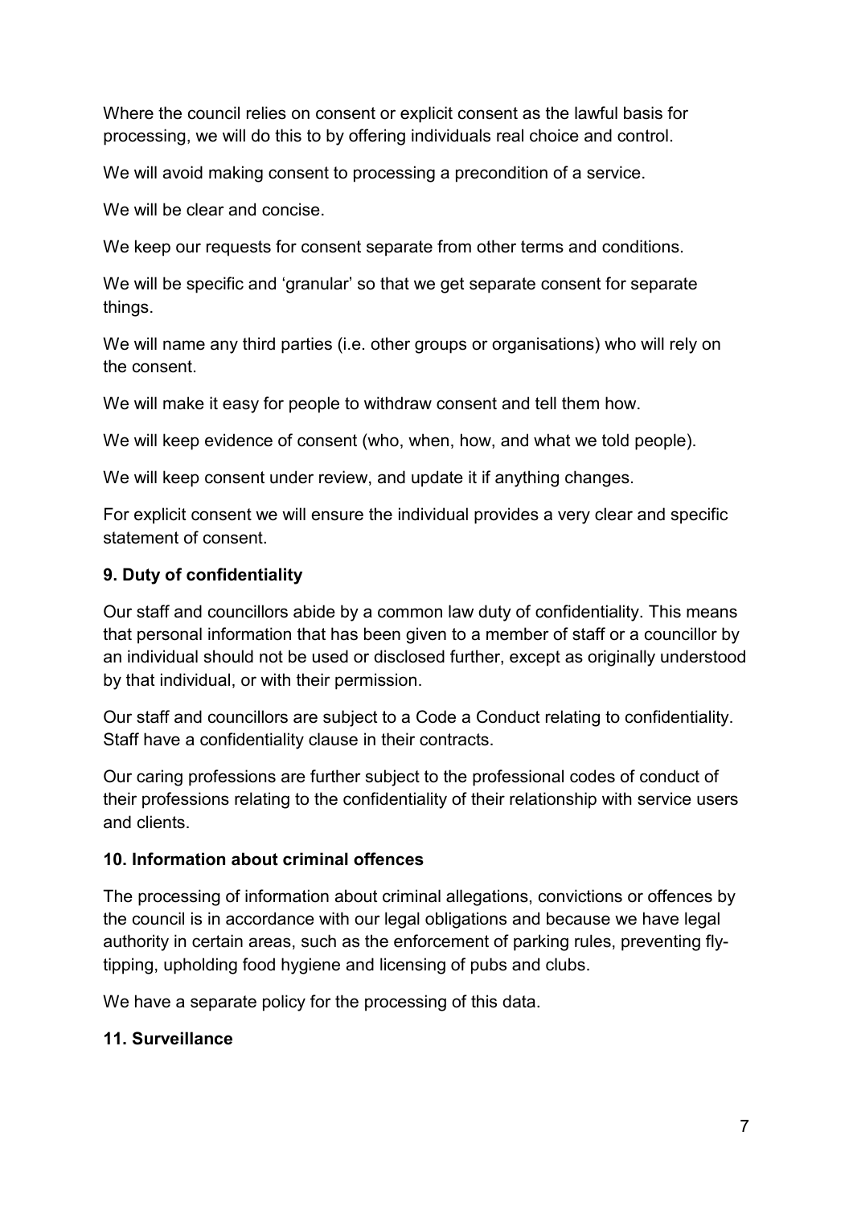Where the council relies on consent or explicit consent as the lawful basis for processing, we will do this to by offering individuals real choice and control.

We will avoid making consent to processing a precondition of a service.

We will be clear and concise.

We keep our requests for consent separate from other terms and conditions.

We will be specific and 'granular' so that we get separate consent for separate things.

We will name any third parties (i.e. other groups or organisations) who will rely on the consent.

We will make it easy for people to withdraw consent and tell them how.

We will keep evidence of consent (who, when, how, and what we told people).

We will keep consent under review, and update it if anything changes.

For explicit consent we will ensure the individual provides a very clear and specific statement of consent.

**9. Duty of confidentiality**

Our staff and councillors abide by a common law duty of confidentiality. This means that personal information that has been given to a member of staff or a councillor by an individual should not be used or disclosed further, except as originally understood by that individual, or with their permission.

Our staff and councillors are subject to a Code a Conduct relating to confidentiality. Staff have a confidentiality clause in their contracts.

Our caring professions are further subject to the professional codes of conduct of their professions relating to the confidentiality of their relationship with service users and clients.

**10. Information about criminal offences**

The processing of information about criminal allegations, convictions or offences by the council is in accordance with our legal obligations and because we have legal authority in certain areas, such as the enforcement of parking rules, preventing fly-tipping, upholding food hygiene and licensing of pubs and clubs.

We have a separate policy for the processing of this data.

**11. Surveillance**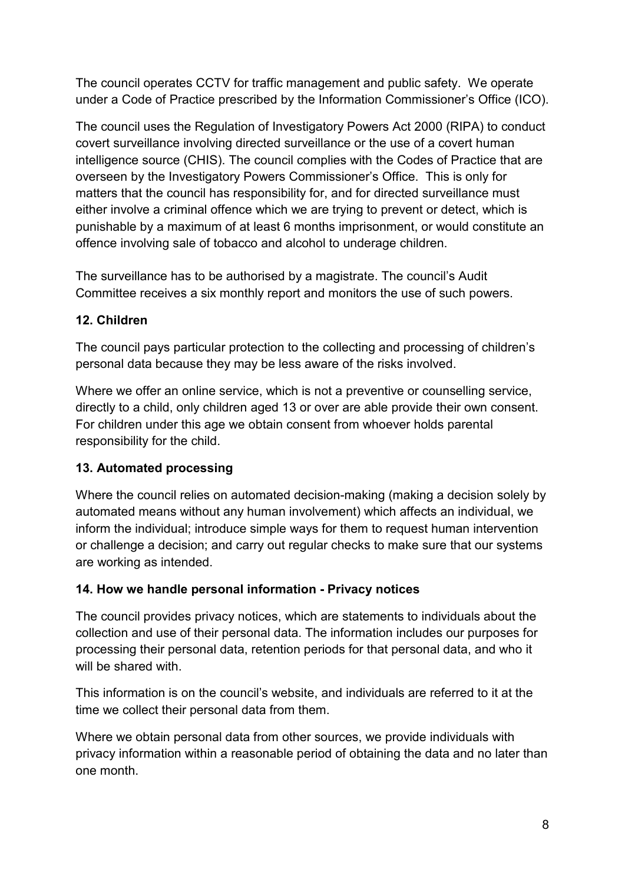The council operates CCTV for traffic management and public safety. We operate under a Code of Practice prescribed by the Information Commissioner's Office (ICO).

The council uses the Regulation of Investigatory Powers Act 2000 (RIPA) to conduct covert surveillance involving directed surveillance or the use of a covert human intelligence source (CHIS). The council complies with the Codes of Practice that are overseen by the Investigatory Powers Commissioner's Office. This is only for matters that the council has responsibility for, and for directed surveillance must either involve a criminal offence which we are trying to prevent or detect, which is punishable by a maximum of at least 6 months imprisonment, or would constitute an offence involving sale of tobacco and alcohol to underage children.

The surveillance has to be authorised by a magistrate. The council's Audit Committee receives a six monthly report and monitors the use of such powers.

## 12. Children

The council pays particular protection to the collecting and processing of children's personal data because they may be less aware of the risks involved.

Where we offer an online service, which is not a preventive or counselling service, directly to a child, only children aged 13 or over are able provide their own consent. For children under this age we obtain consent from whoever holds parental responsibility for the child.

## 13. Automated processing

Where the council relies on automated decision-making (making a decision solely by automated means without any human involvement) which affects an individual, we inform the individual; introduce simple ways for them to request human intervention or challenge a decision; and carry out regular checks to make sure that our systems are working as intended.

## 14. How we handle personal information - Privacy notices

The council provides privacy notices, which are statements to individuals about the collection and use of their personal data. The information includes our purposes for processing their personal data, retention periods for that personal data, and who it will be shared with.

This information is on the council's website, and individuals are referred to it at the time we collect their personal data from them.

Where we obtain personal data from other sources, we provide individuals with privacy information within a reasonable period of obtaining the data and no later than one month.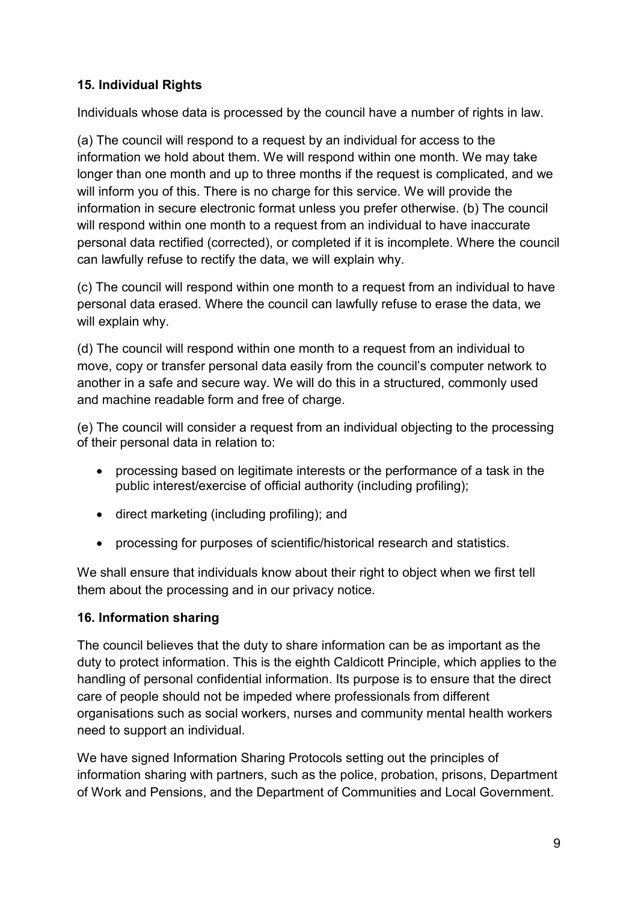**15. Individual Rights**

Individuals whose data is processed by the council have a number of rights in law.

(a) The council will respond to a request by an individual for access to the information we hold about them. We will respond within one month. We may take longer than one month and up to three months if the request is complicated, and we will inform you of this. There is no charge for this service. We will provide the information in secure electronic format unless you prefer otherwise. (b) The council will respond within one month to a request from an individual to have inaccurate personal data rectified (corrected), or completed if it is incomplete. Where the council can lawfully refuse to rectify the data, we will explain why.

(c) The council will respond within one month to a request from an individual to have personal data erased. Where the council can lawfully refuse to erase the data, we will explain why.

(d) The council will respond within one month to a request from an individual to move, copy or transfer personal data easily from the council's computer network to another in a safe and secure way. We will do this in a structured, commonly used and machine readable form and free of charge.

(e) The council will consider a request from an individual objecting to the processing of their personal data in relation to:

- processing based on legitimate interests or the performance of a task in the public interest/exercise of official authority (including profiling);
- direct marketing (including profiling); and
- processing for purposes of scientific/historical research and statistics.

We shall ensure that individuals know about their right to object when we first tell them about the processing and in our privacy notice.

**16. Information sharing**

The council believes that the duty to share information can be as important as the duty to protect information. This is the eighth Caldicott Principle, which applies to the handling of personal confidential information. Its purpose is to ensure that the direct care of people should not be impeded where professionals from different organisations such as social workers, nurses and community mental health workers need to support an individual.

We have signed Information Sharing Protocols setting out the principles of information sharing with partners, such as the police, probation, prisons, Department of Work and Pensions, and the Department of Communities and Local Government.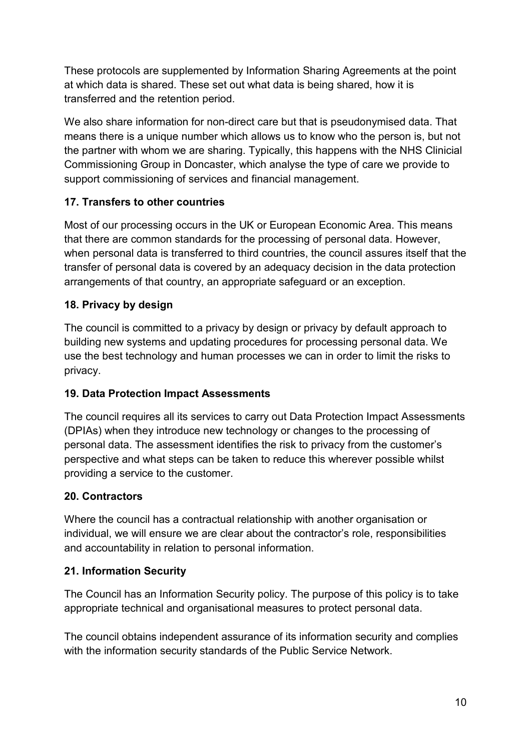These protocols are supplemented by Information Sharing Agreements at the point at which data is shared. These set out what data is being shared, how it is transferred and the retention period.

We also share information for non-direct care but that is pseudonymised data. That means there is a unique number which allows us to know who the person is, but not the partner with whom we are sharing. Typically, this happens with the NHS Clinicial Commissioning Group in Doncaster, which analyse the type of care we provide to support commissioning of services and financial management.

### 17. Transfers to other countries

Most of our processing occurs in the UK or European Economic Area. This means that there are common standards for the processing of personal data. However, when personal data is transferred to third countries, the council assures itself that the transfer of personal data is covered by an adequacy decision in the data protection arrangements of that country, an appropriate safeguard or an exception.

### 18. Privacy by design

The council is committed to a privacy by design or privacy by default approach to building new systems and updating procedures for processing personal data. We use the best technology and human processes we can in order to limit the risks to privacy.

### 19. Data Protection Impact Assessments

The council requires all its services to carry out Data Protection Impact Assessments (DPIAs) when they introduce new technology or changes to the processing of personal data. The assessment identifies the risk to privacy from the customer's perspective and what steps can be taken to reduce this wherever possible whilst providing a service to the customer.

### 20. Contractors

Where the council has a contractual relationship with another organisation or individual, we will ensure we are clear about the contractor's role, responsibilities and accountability in relation to personal information.

### 21. Information Security

The Council has an Information Security policy. The purpose of this policy is to take appropriate technical and organisational measures to protect personal data.

The council obtains independent assurance of its information security and complies with the information security standards of the Public Service Network.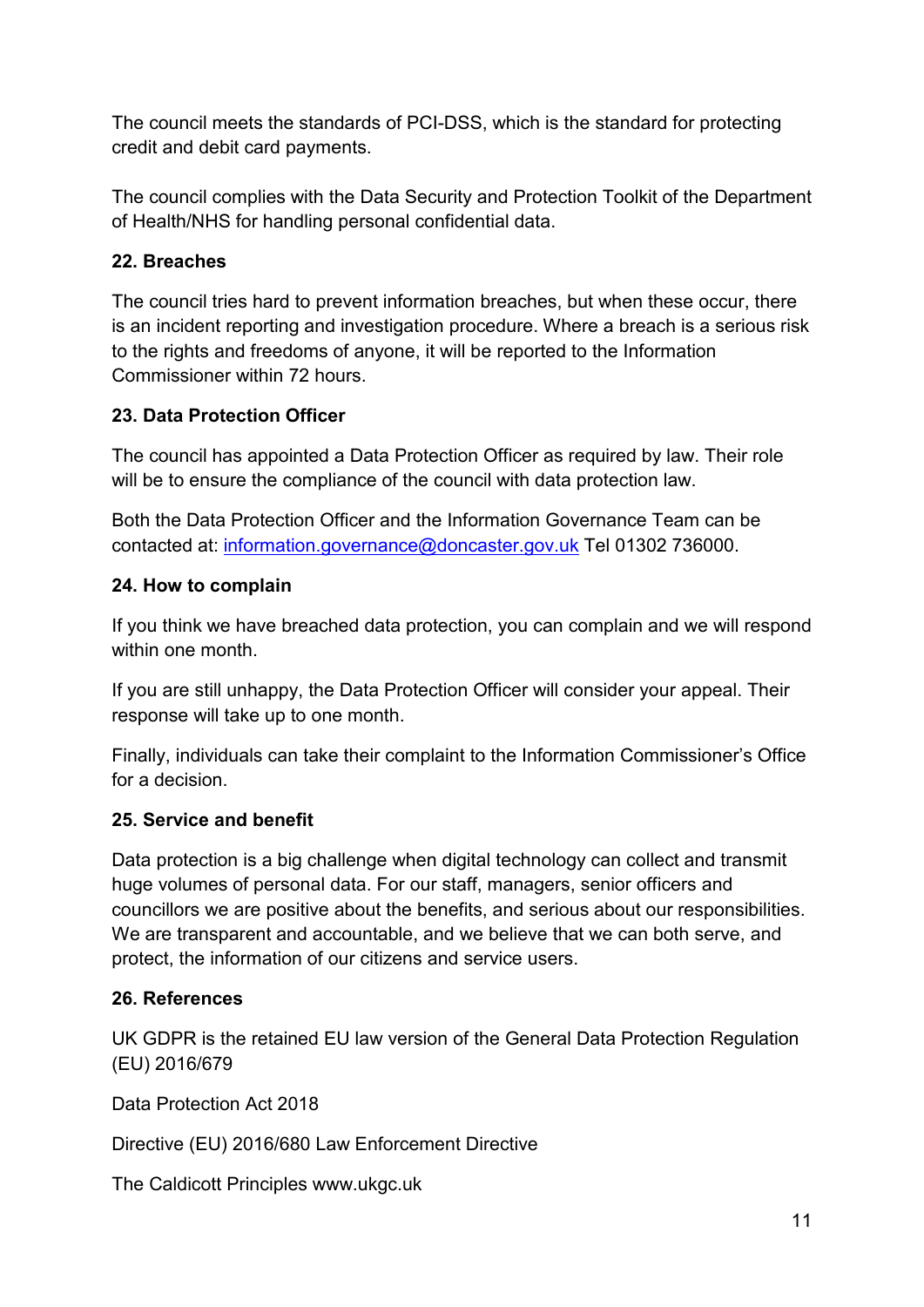The council meets the standards of PCI-DSS, which is the standard for protecting credit and debit card payments.

The council complies with the Data Security and Protection Toolkit of the Department of Health/NHS for handling personal confidential data.

### 22. Breaches

The council tries hard to prevent information breaches, but when these occur, there is an incident reporting and investigation procedure. Where a breach is a serious risk to the rights and freedoms of anyone, it will be reported to the Information Commissioner within 72 hours.

### 23. Data Protection Officer

The council has appointed a Data Protection Officer as required by law. Their role will be to ensure the compliance of the council with data protection law.

Both the Data Protection Officer and the Information Governance Team can be contacted at: [information.governance@doncaster.gov.uk](mailto:information.governance@doncaster.gov.uk) Tel 01302 736000.

### 24. How to complain

If you think we have breached data protection, you can complain and we will respond within one month.

If you are still unhappy, the Data Protection Officer will consider your appeal. Their response will take up to one month.

Finally, individuals can take their complaint to the Information Commissioner's Office for a decision.

### 25. Service and benefit

Data protection is a big challenge when digital technology can collect and transmit huge volumes of personal data. For our staff, managers, senior officers and councillors we are positive about the benefits, and serious about our responsibilities. We are transparent and accountable, and we believe that we can both serve, and protect, the information of our citizens and service users.

### 26. References

UK GDPR is the retained EU law version of the General Data Protection Regulation (EU) 2016/679

Data Protection Act 2018

Directive (EU) 2016/680 Law Enforcement Directive

The Caldicott Principles www.ukgc.uk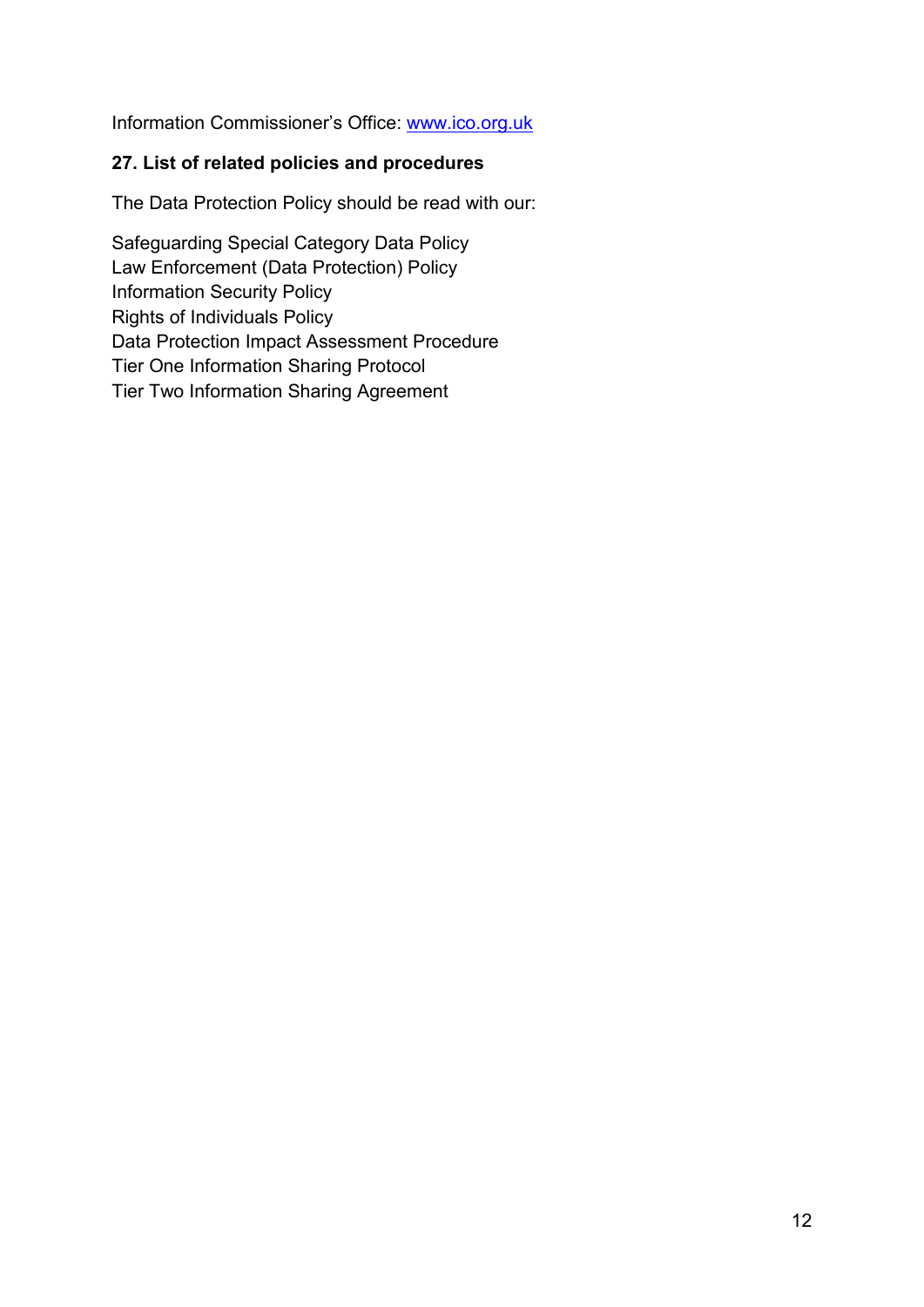Information Commissioner's Office: [www.ico.org.uk](http://www.ico.org.uk)

## 27. List of related policies and procedures

The Data Protection Policy should be read with our:

Safeguarding Special Category Data Policy
Law Enforcement (Data Protection) Policy
Information Security Policy
Rights of Individuals Policy
Data Protection Impact Assessment Procedure
Tier One Information Sharing Protocol
Tier Two Information Sharing Agreement